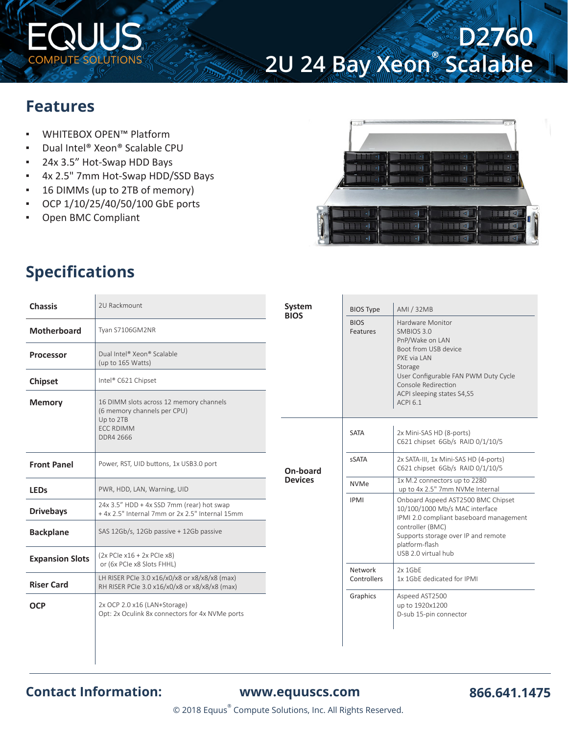# EQUUS COMPUTE SOLUTIONS

# D2760
# 2U 24 Bay Xeon® Scalable

## Features

- WHITEBOX OPEN™ Platform
- Dual Intel® Xeon® Scalable CPU
- 24x 3.5" Hot-Swap HDD Bays
- 4x 2.5" 7mm Hot-Swap HDD/SSD Bays
- 16 DIMMs (up to 2TB of memory)
- OCP 1/10/25/40/50/100 GbE ports
- Open BMC Compliant

## Specifications

| | |
|---|---|
| **Chassis** | 2U Rackmount |
| **Motherboard** | Tyan S7106GM2NR |
| **Processor** | Dual Intel® Xeon® Scalable<br>(up to 165 Watts) |
| **Chipset** | Intel® C621 Chipset |
| **Memory** | 16 DIMM slots across 12 memory channels<br>(6 memory channels per CPU)<br>Up to 2TB<br>ECC RDIMM<br>DDR4 2666 |
| **Front Panel** | Power, RST, UID buttons, 1x USB3.0 port |
| **LEDs** | PWR, HDD, LAN, Warning, UID |
| **Drivebays** | 24x 3.5" HDD + 4x SSD 7mm (rear) hot swap<br>+ 4x 2.5" Internal 7mm or 2x 2.5" Internal 15mm |
| **Backplane** | SAS 12Gb/s, 12Gb passive + 12Gb passive |
| **Expansion Slots** | (2x PCIe x16 + 2x PCIe x8)<br>or (6x PCIe x8 Slots FHHL) |
| **Riser Card** | LH RISER PCIe 3.0 x16/x0/x8 or x8/x8/x8 (max)<br>RH RISER PCIe 3.0 x16/x0/x8 or x8/x8/x8 (max) |
| **OCP** | 2x OCP 2.0 x16 (LAN+Storage)<br>Opt: 2x Oculink 8x connectors for 4x NVMe ports |

| | | |
|---|---|---|
| **System BIOS** | BIOS Type | AMI / 32MB |
| | BIOS Features | Hardware Monitor<br>SMBIOS 3.0<br>PnP/Wake on LAN<br>Boot from USB device<br>PXE via LAN<br>Storage<br>User Configurable FAN PWM Duty Cycle<br>Console Redirection<br>ACPI sleeping states S4,S5<br>ACPI 6.1 |
| **On-board Devices** | SATA | 2x Mini-SAS HD (8-ports)<br>C621 chipset 6Gb/s RAID 0/1/10/5 |
| | sSATA | 2x SATA-III, 1x Mini-SAS HD (4-ports)<br>C621 chipset 6Gb/s RAID 0/1/10/5 |
| | NVMe | 1x M.2 connectors up to 2280<br>up to 4x 2.5" 7mm NVMe Internal |
| | IPMI | Onboard Aspeed AST2500 BMC Chipset<br>10/100/1000 Mb/s MAC interface<br>IPMI 2.0 compliant baseboard management controller (BMC)<br>Supports storage over IP and remote platform-flash<br>USB 2.0 virtual hub |
| | Network Controllers | 2x 1GbE<br>1x 1GbE dedicated for IPMI |
| | Graphics | Aspeed AST2500<br>up to 1920x1200<br>D-sub 15-pin connector |

**Contact Information:** **www.equuscs.com** **866.641.1475**

© 2018 Equus® Compute Solutions, Inc. All Rights Reserved.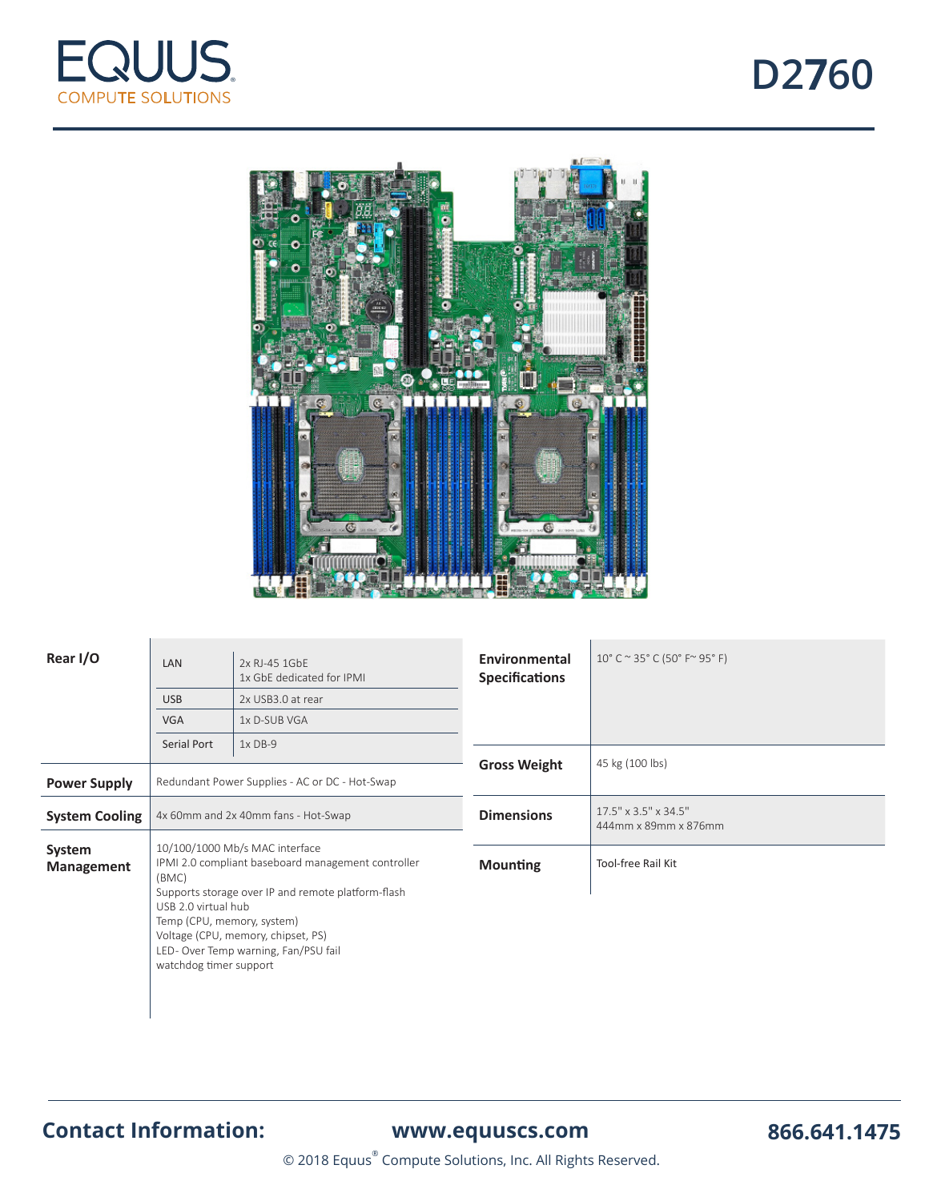# D2760

| | | |
|---|---|---|
| **Rear I/O** | LAN | 2x RJ-45 1GbE<br>1x GbE dedicated for IPMI |
| | USB | 2x USB3.0 at rear |
| | VGA | 1x D-SUB VGA |
| | Serial Port | 1x DB-9 |
| **Power Supply** | Redundant Power Supplies - AC or DC - Hot-Swap | |
| **System Cooling** | 4x 60mm and 2x 40mm fans - Hot-Swap | |
| **System Management** | 10/100/1000 Mb/s MAC interface<br>IPMI 2.0 compliant baseboard management controller (BMC)<br>Supports storage over IP and remote platform-flash<br>USB 2.0 virtual hub<br>Temp (CPU, memory, system)<br>Voltage (CPU, memory, chipset, PS)<br>LED- Over Temp warning, Fan/PSU fail<br>watchdog timer support | |

| | |
|---|---|
| **Environmental Specifications** | 10° C ~ 35° C (50° F~ 95° F) |
| **Gross Weight** | 45 kg (100 lbs) |
| **Dimensions** | 17.5" x 3.5" x 34.5"<br>444mm x 89mm x 876mm |
| **Mounting** | Tool-free Rail Kit |

**Contact Information:** **www.equuscs.com** **866.641.1475**

© 2018 Equus® Compute Solutions, Inc. All Rights Reserved.